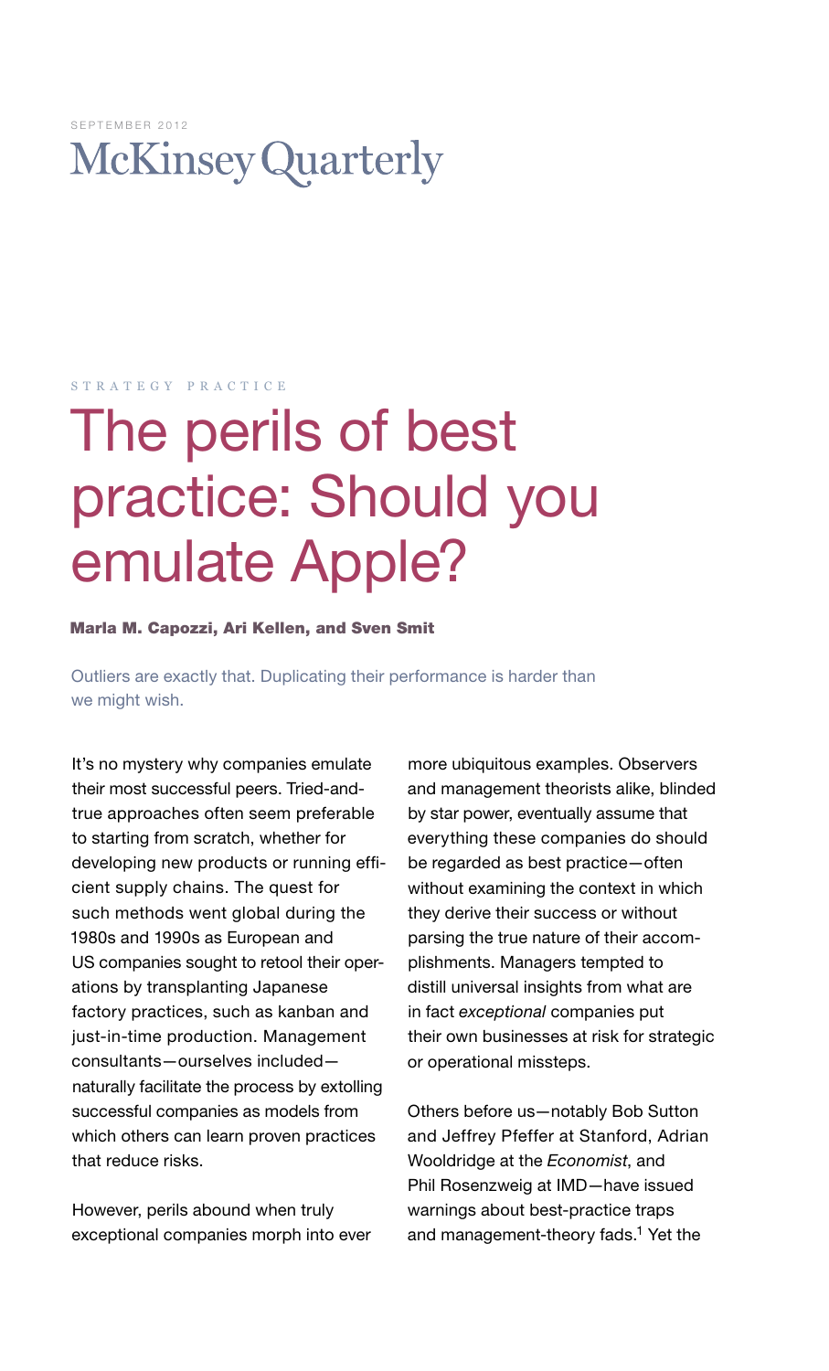SEPTEMBER 2012

McKinsey Quarterly

STRATEGY PRACTICE

# The perils of best practice: Should you emulate Apple?

**Marla M. Capozzi, Ari Kellen, and Sven Smit**

Outliers are exactly that. Duplicating their performance is harder than we might wish.

It's no mystery why companies emulate their most successful peers. Tried-and-true approaches often seem preferable to starting from scratch, whether for developing new products or running efficient supply chains. The quest for such methods went global during the 1980s and 1990s as European and US companies sought to retool their operations by transplanting Japanese factory practices, such as kanban and just-in-time production. Management consultants—ourselves included—naturally facilitate the process by extolling successful companies as models from which others can learn proven practices that reduce risks.

However, perils abound when truly exceptional companies morph into ever more ubiquitous examples. Observers and management theorists alike, blinded by star power, eventually assume that everything these companies do should be regarded as best practice—often without examining the context in which they derive their success or without parsing the true nature of their accomplishments. Managers tempted to distill universal insights from what are in fact *exceptional* companies put their own businesses at risk for strategic or operational missteps.

Others before us—notably Bob Sutton and Jeffrey Pfeffer at Stanford, Adrian Wooldridge at the *Economist*, and Phil Rosenzweig at IMD—have issued warnings about best-practice traps and management-theory fads.[1] Yet the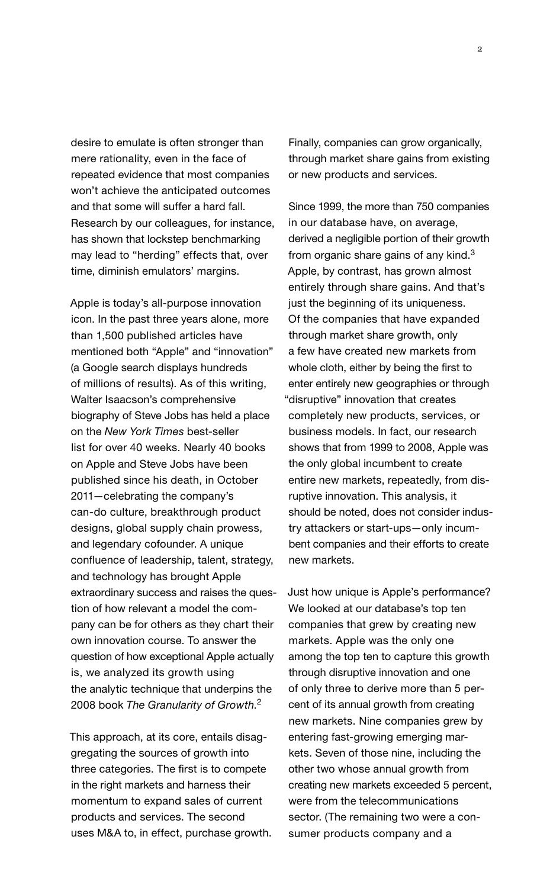desire to emulate is often stronger than mere rationality, even in the face of repeated evidence that most companies won't achieve the anticipated outcomes and that some will suffer a hard fall. Research by our colleagues, for instance, has shown that lockstep benchmarking may lead to "herding" effects that, over time, diminish emulators' margins.

Apple is today's all-purpose innovation icon. In the past three years alone, more than 1,500 published articles have mentioned both "Apple" and "innovation" (a Google search displays hundreds of millions of results). As of this writing, Walter Isaacson's comprehensive biography of Steve Jobs has held a place on the *New York Times* best-seller list for over 40 weeks. Nearly 40 books on Apple and Steve Jobs have been published since his death, in October 2011—celebrating the company's can-do culture, breakthrough product designs, global supply chain prowess, and legendary cofounder. A unique confluence of leadership, talent, strategy, and technology has brought Apple extraordinary success and raises the question of how relevant a model the company can be for others as they chart their own innovation course. To answer the question of how exceptional Apple actually is, we analyzed its growth using the analytic technique that underpins the 2008 book *The Granularity of Growth*.[2]

This approach, at its core, entails disaggregating the sources of growth into three categories. The first is to compete in the right markets and harness their momentum to expand sales of current products and services. The second uses M&A to, in effect, purchase growth. Finally, companies can grow organically, through market share gains from existing or new products and services.

Since 1999, the more than 750 companies in our database have, on average, derived a negligible portion of their growth from organic share gains of any kind.[3] Apple, by contrast, has grown almost entirely through share gains. And that's just the beginning of its uniqueness. Of the companies that have expanded through market share growth, only a few have created new markets from whole cloth, either by being the first to enter entirely new geographies or through "disruptive" innovation that creates completely new products, services, or business models. In fact, our research shows that from 1999 to 2008, Apple was the only global incumbent to create entire new markets, repeatedly, from disruptive innovation. This analysis, it should be noted, does not consider industry attackers or start-ups—only incumbent companies and their efforts to create new markets.

Just how unique is Apple's performance? We looked at our database's top ten companies that grew by creating new markets. Apple was the only one among the top ten to capture this growth through disruptive innovation and one of only three to derive more than 5 percent of its annual growth from creating new markets. Nine companies grew by entering fast-growing emerging markets. Seven of those nine, including the other two whose annual growth from creating new markets exceeded 5 percent, were from the telecommunications sector. (The remaining two were a consumer products company and a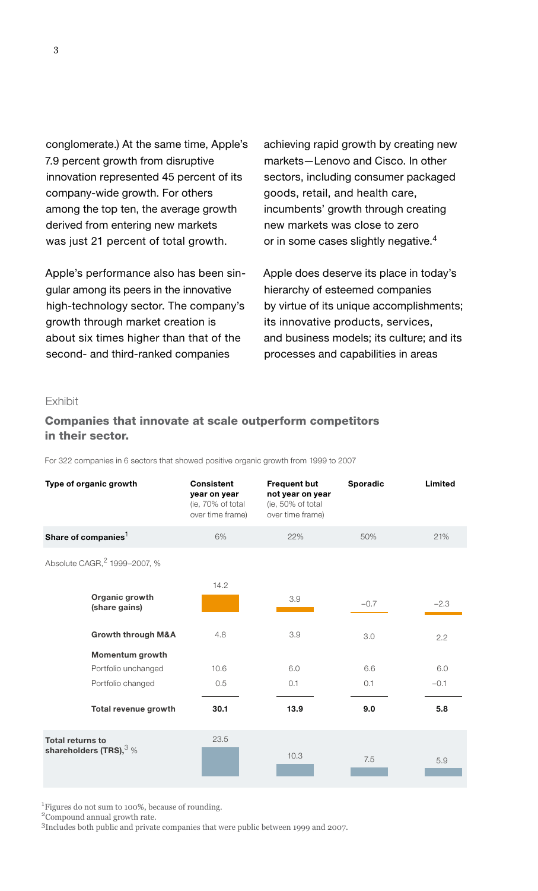conglomerate.) At the same time, Apple's 7.9 percent growth from disruptive innovation represented 45 percent of its company-wide growth. For others among the top ten, the average growth derived from entering new markets was just 21 percent of total growth.

Apple's performance also has been singular among its peers in the innovative high-technology sector. The company's growth through market creation is about six times higher than that of the second- and third-ranked companies achieving rapid growth by creating new markets—Lenovo and Cisco. In other sectors, including consumer packaged goods, retail, and health care, incumbents' growth through creating new markets was close to zero or in some cases slightly negative.[4]

Apple does deserve its place in today's hierarchy of esteemed companies by virtue of its unique accomplishments; its innovative products, services, and business models; its culture; and its processes and capabilities in areas

Exhibit

## Companies that innovate at scale outperform competitors in their sector.

For 322 companies in 6 sectors that showed positive organic growth from 1999 to 2007

| Type of organic growth | Consistent year on year (ie, 70% of total over time frame) | Frequent but not year on year (ie, 50% of total over time frame) | Sporadic | Limited |
|---|---|---|---|---|
| **Share of companies**[1] | 6% | 22% | 50% | 21% |
| Absolute CAGR,[2] 1999–2007, % | | | | |
| **Organic growth (share gains)** | 14.2 | 3.9 | −0.7 | −2.3 |
| **Growth through M&A** | 4.8 | 3.9 | 3.0 | 2.2 |
| **Momentum growth** | | | | |
| Portfolio unchanged | 10.6 | 6.0 | 6.6 | 6.0 |
| Portfolio changed | 0.5 | 0.1 | 0.1 | −0.1 |
| **Total revenue growth** | **30.1** | **13.9** | **9.0** | **5.8** |
| **Total returns to shareholders (TRS),**[3] % | 23.5 | 10.3 | 7.5 | 5.9 |

[1]Figures do not sum to 100%, because of rounding.

[2]Compound annual growth rate.

[3]Includes both public and private companies that were public between 1999 and 2007.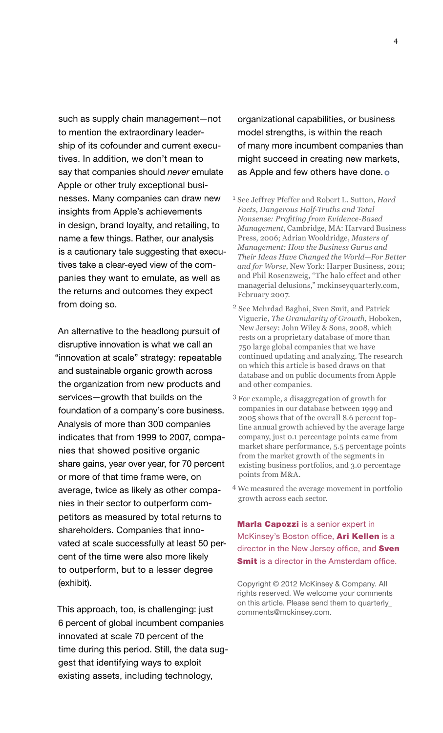such as supply chain management—not to mention the extraordinary leadership of its cofounder and current executives. In addition, we don't mean to say that companies should *never* emulate Apple or other truly exceptional businesses. Many companies can draw new insights from Apple's achievements in design, brand loyalty, and retailing, to name a few things. Rather, our analysis is a cautionary tale suggesting that executives take a clear-eyed view of the companies they want to emulate, as well as the returns and outcomes they expect from doing so.

An alternative to the headlong pursuit of disruptive innovation is what we call an "innovation at scale" strategy: repeatable and sustainable organic growth across the organization from new products and services—growth that builds on the foundation of a company's core business. Analysis of more than 300 companies indicates that from 1999 to 2007, companies that showed positive organic share gains, year over year, for 70 percent or more of that time frame were, on average, twice as likely as other companies in their sector to outperform competitors as measured by total returns to shareholders. Companies that innovated at scale successfully at least 50 percent of the time were also more likely to outperform, but to a lesser degree (exhibit).

This approach, too, is challenging: just 6 percent of global incumbent companies innovated at scale 70 percent of the time during this period. Still, the data suggest that identifying ways to exploit existing assets, including technology, organizational capabilities, or business model strengths, is within the reach of many more incumbent companies than might succeed in creating new markets, as Apple and few others have done.

[1] See Jeffrey Pfeffer and Robert L. Sutton, *Hard Facts, Dangerous Half-Truths and Total Nonsense: Profiting from Evidence-Based Management*, Cambridge, MA: Harvard Business Press, 2006; Adrian Wooldridge, *Masters of Management: How the Business Gurus and Their Ideas Have Changed the World—For Better and for Worse*, New York: Harper Business, 2011; and Phil Rosenzweig, "The halo effect and other managerial delusions," mckinseyquarterly.com, February 2007.

[2] See Mehrdad Baghai, Sven Smit, and Patrick Viguerie, *The Granularity of Growth*, Hoboken, New Jersey: John Wiley & Sons, 2008, which rests on a proprietary database of more than 750 large global companies that we have continued updating and analyzing. The research on which this article is based draws on that database and on public documents from Apple and other companies.

[3] For example, a disaggregation of growth for companies in our database between 1999 and 2005 shows that of the overall 8.6 percent top-line annual growth achieved by the average large company, just 0.1 percentage points came from market share performance, 5.5 percentage points from the market growth of the segments in existing business portfolios, and 3.0 percentage points from M&A.

[4] We measured the average movement in portfolio growth across each sector.

**Marla Capozzi** is a senior expert in McKinsey's Boston office, **Ari Kellen** is a director in the New Jersey office, and **Sven Smit** is a director in the Amsterdam office.

Copyright © 2012 McKinsey & Company. All rights reserved. We welcome your comments on this article. Please send them to quarterly_comments@mckinsey.com.